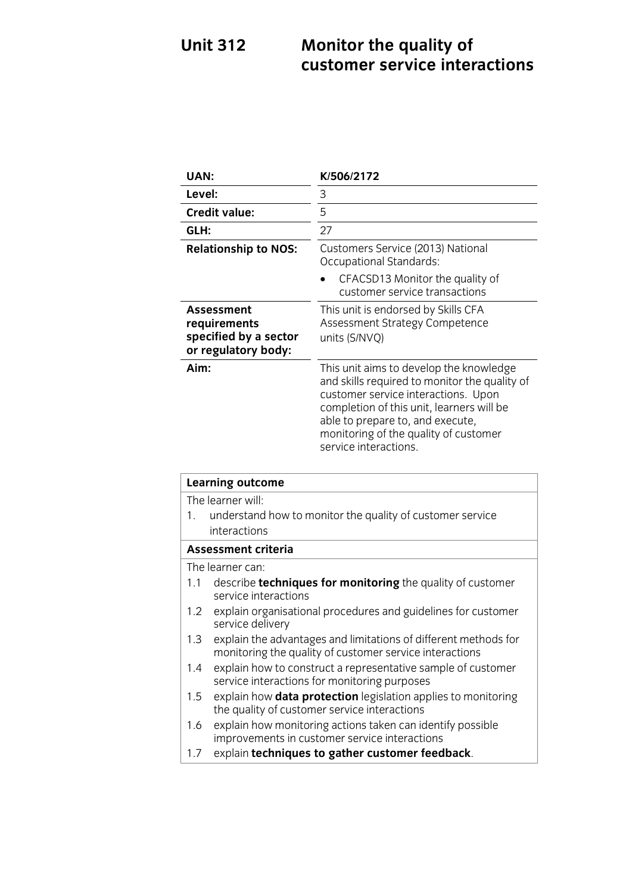# Unit 312 Monitor the quality of customer service interactions

| | |
|---|---|
| **UAN:** | **K/506/2172** |
| **Level:** | 3 |
| **Credit value:** | 5 |
| **GLH:** | 27 |
| **Relationship to NOS:** | Customers Service (2013) National Occupational Standards:<br>• CFACSD13 Monitor the quality of customer service transactions |
| **Assessment requirements specified by a sector or regulatory body:** | This unit is endorsed by Skills CFA Assessment Strategy Competence units (S/NVQ) |
| **Aim:** | This unit aims to develop the knowledge and skills required to monitor the quality of customer service interactions. Upon completion of this unit, learners will be able to prepare to, and execute, monitoring of the quality of customer service interactions. |

| **Learning outcome** |
|---|
| The learner will:<br>1. understand how to monitor the quality of customer service interactions |
| **Assessment criteria** |
| The learner can:<br>1.1 describe **techniques for monitoring** the quality of customer service interactions<br>1.2 explain organisational procedures and guidelines for customer service delivery<br>1.3 explain the advantages and limitations of different methods for monitoring the quality of customer service interactions<br>1.4 explain how to construct a representative sample of customer service interactions for monitoring purposes<br>1.5 explain how **data protection** legislation applies to monitoring the quality of customer service interactions<br>1.6 explain how monitoring actions taken can identify possible improvements in customer service interactions<br>1.7 explain **techniques to gather customer feedback**. |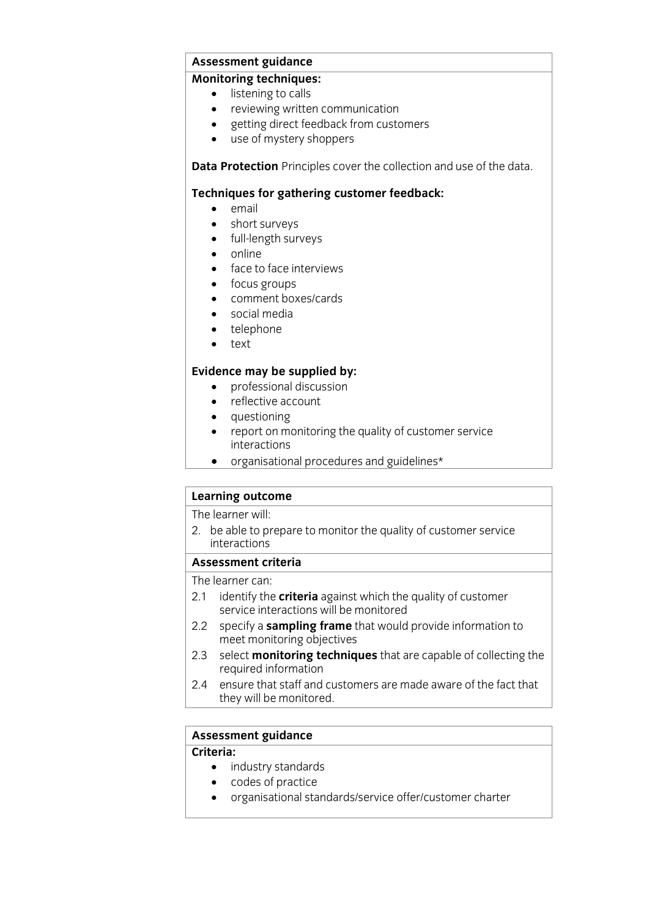**Assessment guidance**

**Monitoring techniques:**

- listening to calls
- reviewing written communication
- getting direct feedback from customers
- use of mystery shoppers

**Data Protection** Principles cover the collection and use of the data.

**Techniques for gathering customer feedback:**

- email
- short surveys
- full-length surveys
- online
- face to face interviews
- focus groups
- comment boxes/cards
- social media
- telephone
- text

**Evidence may be supplied by:**

- professional discussion
- reflective account
- questioning
- report on monitoring the quality of customer service interactions
- organisational procedures and guidelines*

**Learning outcome**

The learner will:

2. be able to prepare to monitor the quality of customer service interactions

**Assessment criteria**

The learner can:

2.1 identify the **criteria** against which the quality of customer service interactions will be monitored

2.2 specify a **sampling frame** that would provide information to meet monitoring objectives

2.3 select **monitoring techniques** that are capable of collecting the required information

2.4 ensure that staff and customers are made aware of the fact that they will be monitored.

**Assessment guidance**

**Criteria:**

- industry standards
- codes of practice
- organisational standards/service offer/customer charter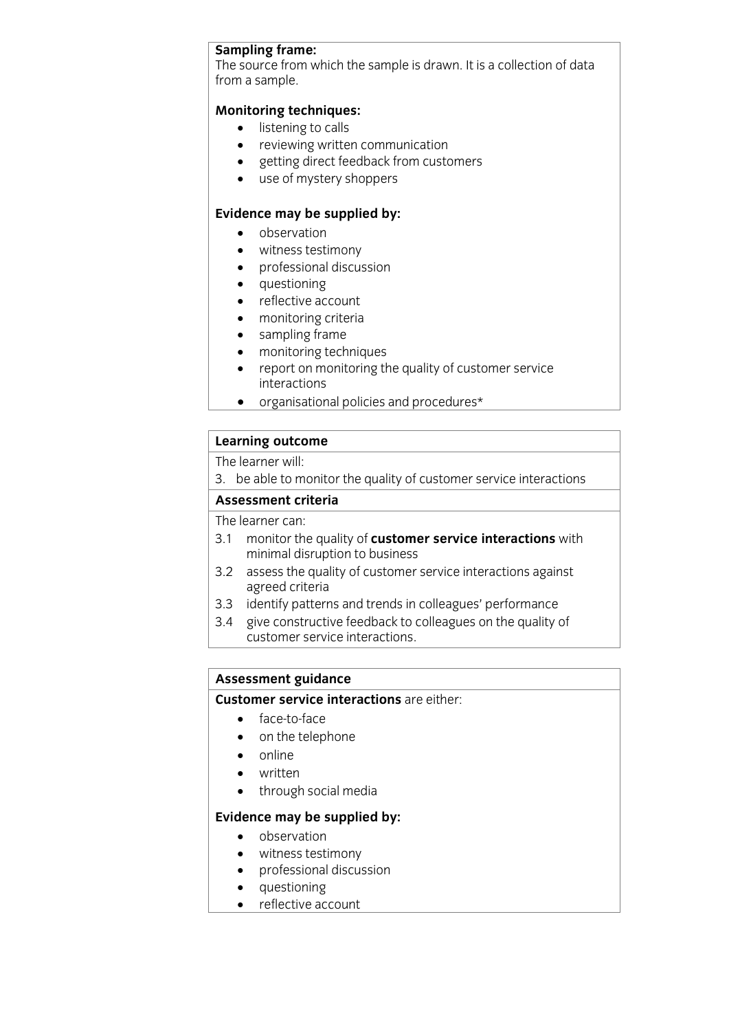**Sampling frame:**
The source from which the sample is drawn. It is a collection of data from a sample.

**Monitoring techniques:**

- listening to calls
- reviewing written communication
- getting direct feedback from customers
- use of mystery shoppers

**Evidence may be supplied by:**

- observation
- witness testimony
- professional discussion
- questioning
- reflective account
- monitoring criteria
- sampling frame
- monitoring techniques
- report on monitoring the quality of customer service interactions
- organisational policies and procedures*

| **Learning outcome** |
| --- |
| The learner will: |
| 3. be able to monitor the quality of customer service interactions |
| **Assessment criteria** |
| The learner can: |
| 3.1 monitor the quality of **customer service interactions** with minimal disruption to business |
| 3.2 assess the quality of customer service interactions against agreed criteria |
| 3.3 identify patterns and trends in colleagues' performance |
| 3.4 give constructive feedback to colleagues on the quality of customer service interactions. |

**Assessment guidance**

**Customer service interactions** are either:

- face-to-face
- on the telephone
- online
- written
- through social media

**Evidence may be supplied by:**

- observation
- witness testimony
- professional discussion
- questioning
- reflective account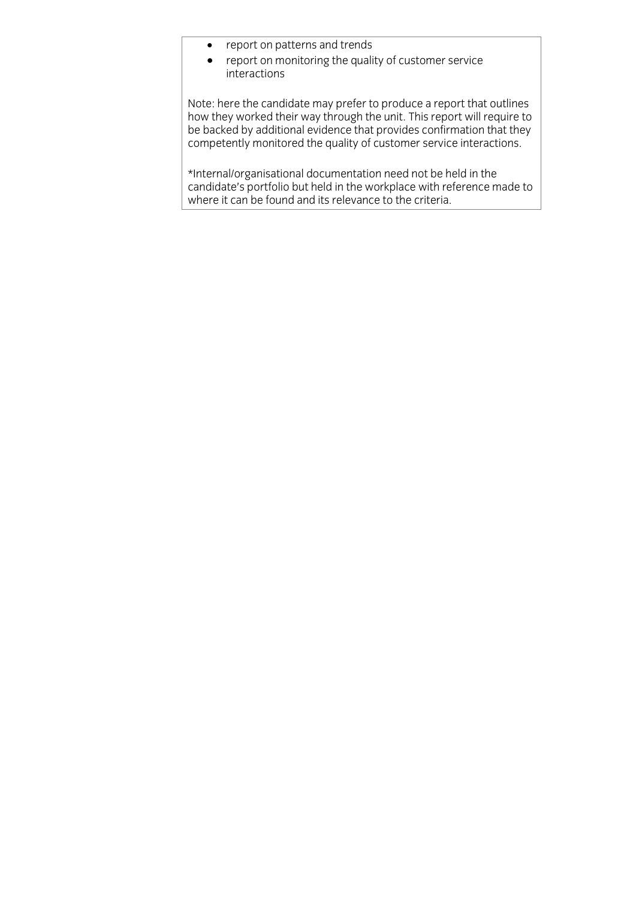- report on patterns and trends
- report on monitoring the quality of customer service interactions

Note: here the candidate may prefer to produce a report that outlines how they worked their way through the unit. This report will require to be backed by additional evidence that provides confirmation that they competently monitored the quality of customer service interactions.

*Internal/organisational documentation need not be held in the candidate's portfolio but held in the workplace with reference made to where it can be found and its relevance to the criteria.